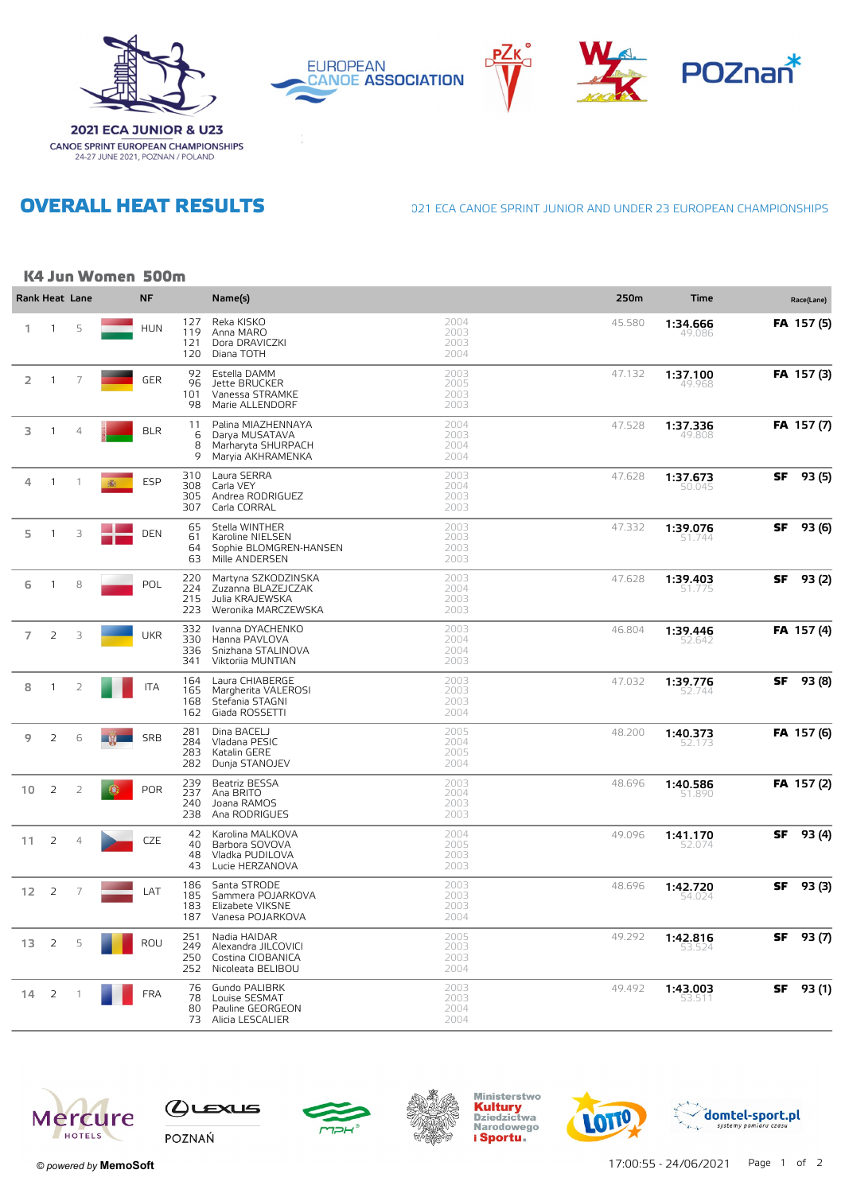2021 ECA JUNIOR & U23
CANOE SPRINT EUROPEAN CHAMPIONSHIPS
24-27 JUNE 2021, POZNAN / POLAND

# OVERALL HEAT RESULTS

021 ECA CANOE SPRINT JUNIOR AND UNDER 23 EUROPEAN CHAMPIONSHIPS

## K4 Jun Women 500m

| Rank | Heat | Lane | NF | | Name(s) | | 250m | Time | Race(Lane) |
|---|---|---|---|---|---|---|---|---|---|
| 1 | 1 | 5 | HUN | 127<br>119<br>121<br>120 | Reka KISKO<br>Anna MARO<br>Dora DRAVICZKI<br>Diana TOTH | 2004<br>2003<br>2003<br>2004 | 45.580 | **1:34.666**<br>49.086 | **FA** 157 (5) |
| 2 | 1 | 7 | GER | 92<br>96<br>101<br>98 | Estella DAMM<br>Jette BRUCKER<br>Vanessa STRAMKE<br>Marie ALLENDORF | 2003<br>2005<br>2003<br>2003 | 47.132 | **1:37.100**<br>49.968 | **FA** 157 (3) |
| 3 | 1 | 4 | BLR | 11<br>6<br>8<br>9 | Palina MIAZHENNAYA<br>Darya MUSATAVA<br>Marharyta SHURPACH<br>Maryia AKHRAMENKA | 2004<br>2003<br>2004<br>2004 | 47.528 | **1:37.336**<br>49.808 | **FA** 157 (7) |
| 4 | 1 | 1 | ESP | 310<br>308<br>305<br>307 | Laura SERRA<br>Carla VEY<br>Andrea RODRIGUEZ<br>Carla CORRAL | 2003<br>2004<br>2003<br>2003 | 47.628 | **1:37.673**<br>50.045 | **SF** 93 (5) |
| 5 | 1 | 3 | DEN | 65<br>61<br>64<br>63 | Stella WINTHER<br>Karoline NIELSEN<br>Sophie BLOMGREN-HANSEN<br>Mille ANDERSEN | 2003<br>2003<br>2003<br>2003 | 47.332 | **1:39.076**<br>51.744 | **SF** 93 (6) |
| 6 | 1 | 8 | POL | 220<br>224<br>215<br>223 | Martyna SZKODZINSKA<br>Zuzanna BLAZEJCZAK<br>Julia KRAJEWSKA<br>Weronika MARCZEWSKA | 2003<br>2004<br>2003<br>2003 | 47.628 | **1:39.403**<br>51.775 | **SF** 93 (2) |
| 7 | 2 | 3 | UKR | 332<br>330<br>336<br>341 | Ivanna DYACHENKO<br>Hanna PAVLOVA<br>Snizhana STALINOVA<br>Viktoriia MUNTIAN | 2003<br>2004<br>2004<br>2003 | 46.804 | **1:39.446**<br>52.642 | **FA** 157 (4) |
| 8 | 1 | 2 | ITA | 164<br>165<br>168<br>162 | Laura CHIABERGE<br>Margherita VALEROSI<br>Stefania STAGNI<br>Giada ROSSETTI | 2003<br>2003<br>2003<br>2004 | 47.032 | **1:39.776**<br>52.744 | **SF** 93 (8) |
| 9 | 2 | 6 | SRB | 281<br>284<br>283<br>282 | Dina BACELJ<br>Vladana PESIC<br>Katalin GERE<br>Dunja STANOJEV | 2005<br>2004<br>2005<br>2004 | 48.200 | **1:40.373**<br>52.173 | **FA** 157 (6) |
| 10 | 2 | 2 | POR | 239<br>237<br>240<br>238 | Beatriz BESSA<br>Ana BRITO<br>Joana RAMOS<br>Ana RODRIGUES | 2003<br>2004<br>2003<br>2003 | 48.696 | **1:40.586**<br>51.890 | **FA** 157 (2) |
| 11 | 2 | 4 | CZE | 42<br>40<br>48<br>43 | Karolina MALKOVA<br>Barbora SOVOVA<br>Vladka PUDILOVA<br>Lucie HERZANOVA | 2004<br>2005<br>2003<br>2003 | 49.096 | **1:41.170**<br>52.074 | **SF** 93 (4) |
| 12 | 2 | 7 | LAT | 186<br>185<br>183<br>187 | Santa STRODE<br>Sammera POJARKOVA<br>Elizabete VIKSNE<br>Vanesa POJARKOVA | 2003<br>2003<br>2003<br>2004 | 48.696 | **1:42.720**<br>54.024 | **SF** 93 (3) |
| 13 | 2 | 5 | ROU | 251<br>249<br>250<br>252 | Nadia HAIDAR<br>Alexandra JILCOVICI<br>Costina CIOBANICA<br>Nicoleata BELIBOU | 2005<br>2003<br>2003<br>2004 | 49.292 | **1:42.816**<br>53.524 | **SF** 93 (7) |
| 14 | 2 | 1 | FRA | 76<br>78<br>80<br>73 | Gundo PALIBRK<br>Louise SESMAT<br>Pauline GEORGEON<br>Alicia LESCALIER | 2003<br>2003<br>2004<br>2004 | 49.492 | **1:43.003**<br>53.511 | **SF** 93 (1) |

© powered by MemoSoft

17:00:55 - 24/06/2021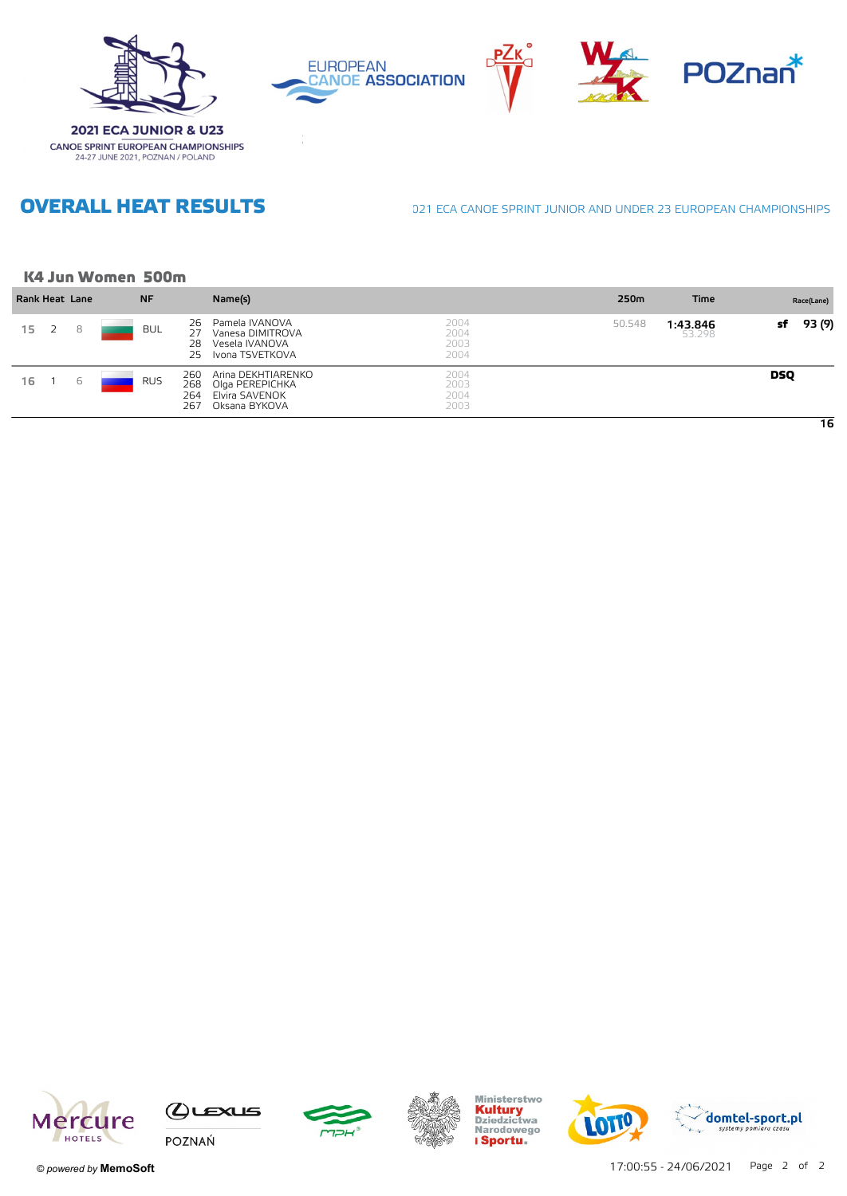## OVERALL HEAT RESULTS

021 ECA CANOE SPRINT JUNIOR AND UNDER 23 EUROPEAN CHAMPIONSHIPS

### K4 Jun Women 500m

| Rank | Heat | Lane | NF | | Name(s) | | 250m | Time | | Race(Lane) |
|---|---|---|---|---|---|---|---|---|---|---|
| 15 | 2 | 8 | BUL | 26<br>27<br>28<br>25 | Pamela IVANOVA<br>Vanesa DIMITROVA<br>Vesela IVANOVA<br>Ivona TSVETKOVA | 2004<br>2004<br>2003<br>2004 | 50.548 | **1:43.846**<br>53.298 | **sf** | 93 (9) |
| 16 | 1 | 6 | RUS | 260<br>268<br>264<br>267 | Arina DEKHTIARENKO<br>Olga PEREPICHKA<br>Elvira SAVENOK<br>Oksana BYKOVA | 2004<br>2003<br>2004<br>2003 | | | **DSQ** | |

**16**